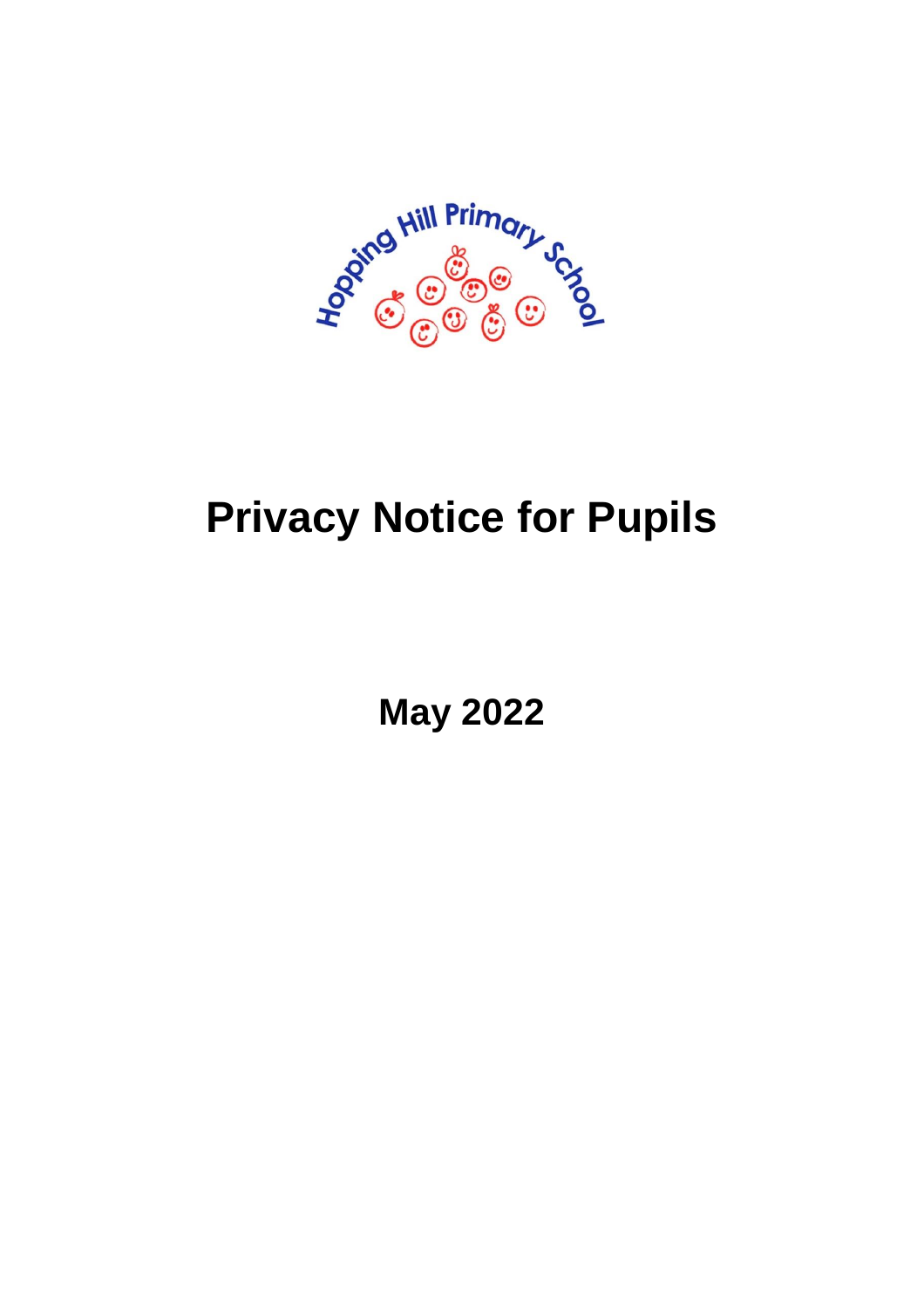Hopping Hill Primary School

# Privacy Notice for Pupils

## May 2022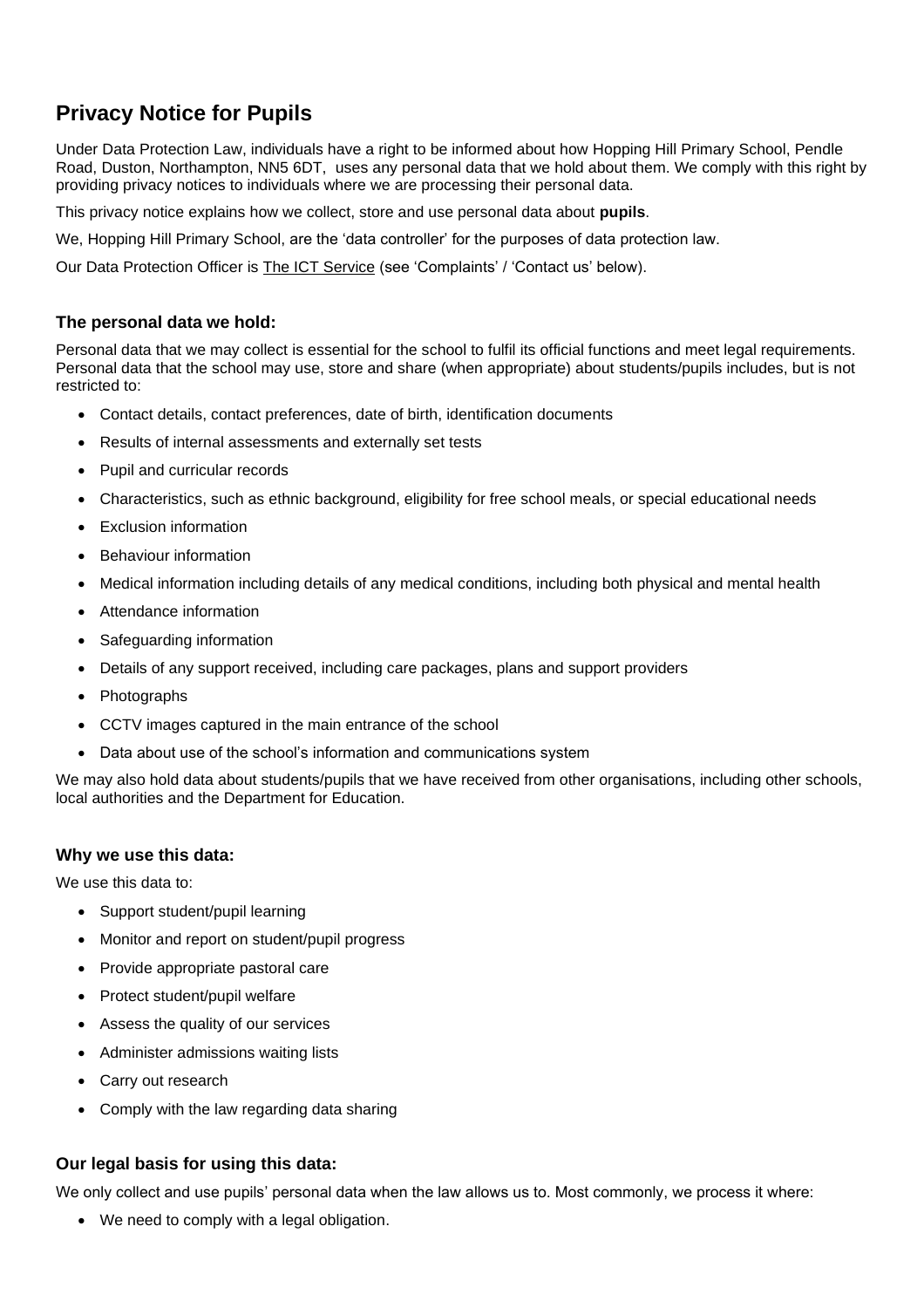# Privacy Notice for Pupils

Under Data Protection Law, individuals have a right to be informed about how Hopping Hill Primary School, Pendle Road, Duston, Northampton, NN5 6DT, uses any personal data that we hold about them. We comply with this right by providing privacy notices to individuals where we are processing their personal data.

This privacy notice explains how we collect, store and use personal data about **pupils**.

We, Hopping Hill Primary School, are the 'data controller' for the purposes of data protection law.

Our Data Protection Officer is The ICT Service (see 'Complaints' / 'Contact us' below).

### The personal data we hold:

Personal data that we may collect is essential for the school to fulfil its official functions and meet legal requirements. Personal data that the school may use, store and share (when appropriate) about students/pupils includes, but is not restricted to:

- Contact details, contact preferences, date of birth, identification documents
- Results of internal assessments and externally set tests
- Pupil and curricular records
- Characteristics, such as ethnic background, eligibility for free school meals, or special educational needs
- Exclusion information
- Behaviour information
- Medical information including details of any medical conditions, including both physical and mental health
- Attendance information
- Safeguarding information
- Details of any support received, including care packages, plans and support providers
- Photographs
- CCTV images captured in the main entrance of the school
- Data about use of the school's information and communications system

We may also hold data about students/pupils that we have received from other organisations, including other schools, local authorities and the Department for Education.

### Why we use this data:

We use this data to:

- Support student/pupil learning
- Monitor and report on student/pupil progress
- Provide appropriate pastoral care
- Protect student/pupil welfare
- Assess the quality of our services
- Administer admissions waiting lists
- Carry out research
- Comply with the law regarding data sharing

### Our legal basis for using this data:

We only collect and use pupils' personal data when the law allows us to. Most commonly, we process it where:

- We need to comply with a legal obligation.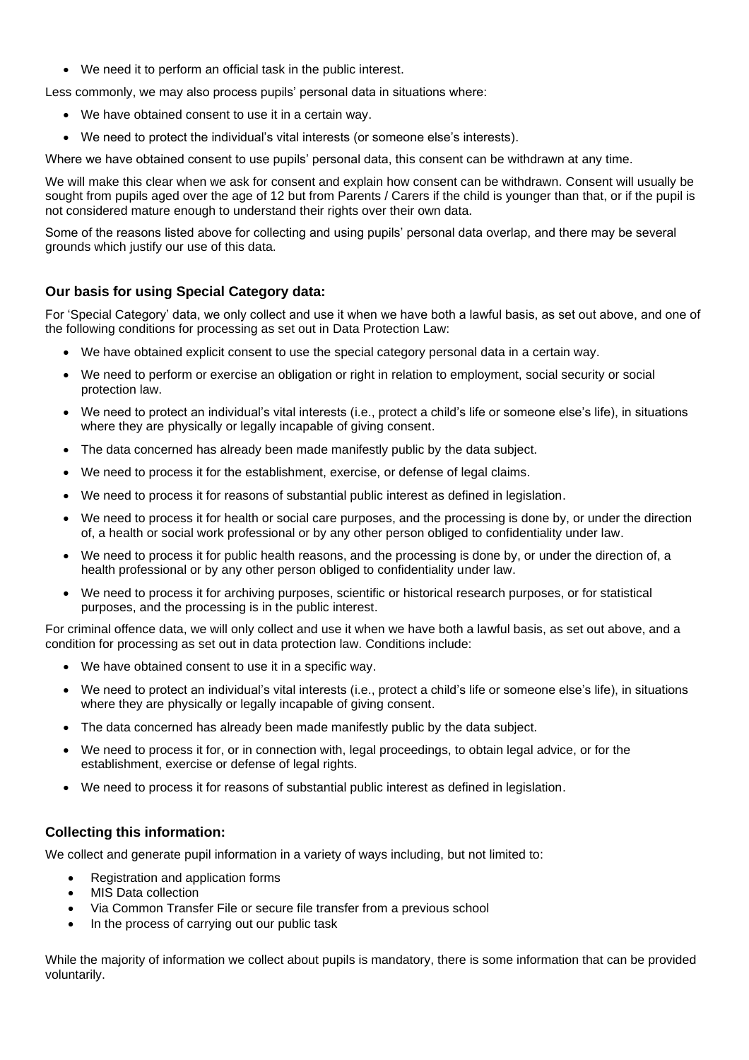- We need it to perform an official task in the public interest.

Less commonly, we may also process pupils' personal data in situations where:

- We have obtained consent to use it in a certain way.
- We need to protect the individual's vital interests (or someone else's interests).

Where we have obtained consent to use pupils' personal data, this consent can be withdrawn at any time.

We will make this clear when we ask for consent and explain how consent can be withdrawn. Consent will usually be sought from pupils aged over the age of 12 but from Parents / Carers if the child is younger than that, or if the pupil is not considered mature enough to understand their rights over their own data.

Some of the reasons listed above for collecting and using pupils' personal data overlap, and there may be several grounds which justify our use of this data.

### Our basis for using Special Category data:

For 'Special Category' data, we only collect and use it when we have both a lawful basis, as set out above, and one of the following conditions for processing as set out in Data Protection Law:

- We have obtained explicit consent to use the special category personal data in a certain way.
- We need to perform or exercise an obligation or right in relation to employment, social security or social protection law.
- We need to protect an individual's vital interests (i.e., protect a child's life or someone else's life), in situations where they are physically or legally incapable of giving consent.
- The data concerned has already been made manifestly public by the data subject.
- We need to process it for the establishment, exercise, or defense of legal claims.
- We need to process it for reasons of substantial public interest as defined in legislation.
- We need to process it for health or social care purposes, and the processing is done by, or under the direction of, a health or social work professional or by any other person obliged to confidentiality under law.
- We need to process it for public health reasons, and the processing is done by, or under the direction of, a health professional or by any other person obliged to confidentiality under law.
- We need to process it for archiving purposes, scientific or historical research purposes, or for statistical purposes, and the processing is in the public interest.

For criminal offence data, we will only collect and use it when we have both a lawful basis, as set out above, and a condition for processing as set out in data protection law. Conditions include:

- We have obtained consent to use it in a specific way.
- We need to protect an individual's vital interests (i.e., protect a child's life or someone else's life), in situations where they are physically or legally incapable of giving consent.
- The data concerned has already been made manifestly public by the data subject.
- We need to process it for, or in connection with, legal proceedings, to obtain legal advice, or for the establishment, exercise or defense of legal rights.
- We need to process it for reasons of substantial public interest as defined in legislation.

### Collecting this information:

We collect and generate pupil information in a variety of ways including, but not limited to:

- Registration and application forms
- MIS Data collection
- Via Common Transfer File or secure file transfer from a previous school
- In the process of carrying out our public task

While the majority of information we collect about pupils is mandatory, there is some information that can be provided voluntarily.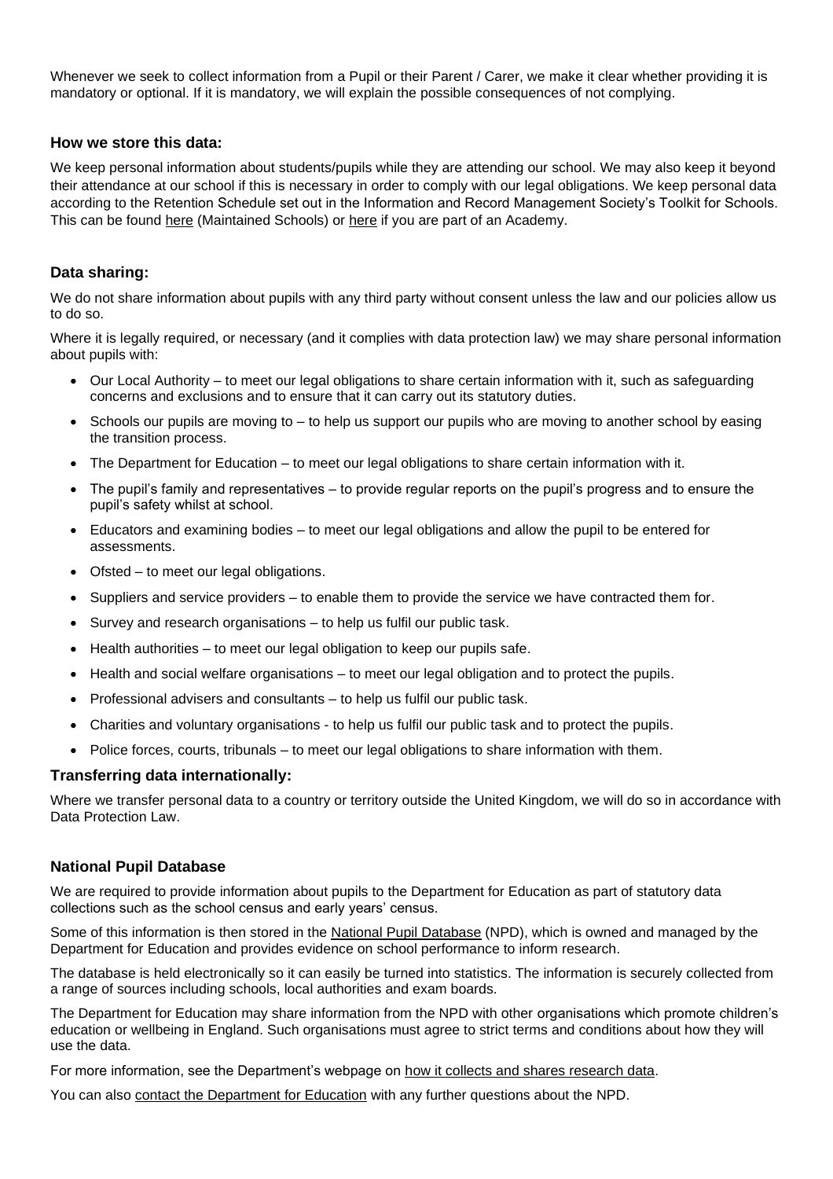Whenever we seek to collect information from a Pupil or their Parent / Carer, we make it clear whether providing it is mandatory or optional. If it is mandatory, we will explain the possible consequences of not complying.

### How we store this data:

We keep personal information about students/pupils while they are attending our school. We may also keep it beyond their attendance at our school if this is necessary in order to comply with our legal obligations. We keep personal data according to the Retention Schedule set out in the Information and Record Management Society's Toolkit for Schools. This can be found here (Maintained Schools) or here if you are part of an Academy.

### Data sharing:

We do not share information about pupils with any third party without consent unless the law and our policies allow us to do so.

Where it is legally required, or necessary (and it complies with data protection law) we may share personal information about pupils with:

- Our Local Authority – to meet our legal obligations to share certain information with it, such as safeguarding concerns and exclusions and to ensure that it can carry out its statutory duties.
- Schools our pupils are moving to – to help us support our pupils who are moving to another school by easing the transition process.
- The Department for Education – to meet our legal obligations to share certain information with it.
- The pupil's family and representatives – to provide regular reports on the pupil's progress and to ensure the pupil's safety whilst at school.
- Educators and examining bodies – to meet our legal obligations and allow the pupil to be entered for assessments.
- Ofsted – to meet our legal obligations.
- Suppliers and service providers – to enable them to provide the service we have contracted them for.
- Survey and research organisations – to help us fulfil our public task.
- Health authorities – to meet our legal obligation to keep our pupils safe.
- Health and social welfare organisations – to meet our legal obligation and to protect the pupils.
- Professional advisers and consultants – to help us fulfil our public task.
- Charities and voluntary organisations - to help us fulfil our public task and to protect the pupils.
- Police forces, courts, tribunals – to meet our legal obligations to share information with them.

### Transferring data internationally:

Where we transfer personal data to a country or territory outside the United Kingdom, we will do so in accordance with Data Protection Law.

### National Pupil Database

We are required to provide information about pupils to the Department for Education as part of statutory data collections such as the school census and early years' census.

Some of this information is then stored in the National Pupil Database (NPD), which is owned and managed by the Department for Education and provides evidence on school performance to inform research.

The database is held electronically so it can easily be turned into statistics. The information is securely collected from a range of sources including schools, local authorities and exam boards.

The Department for Education may share information from the NPD with other organisations which promote children's education or wellbeing in England. Such organisations must agree to strict terms and conditions about how they will use the data.

For more information, see the Department's webpage on how it collects and shares research data.

You can also contact the Department for Education with any further questions about the NPD.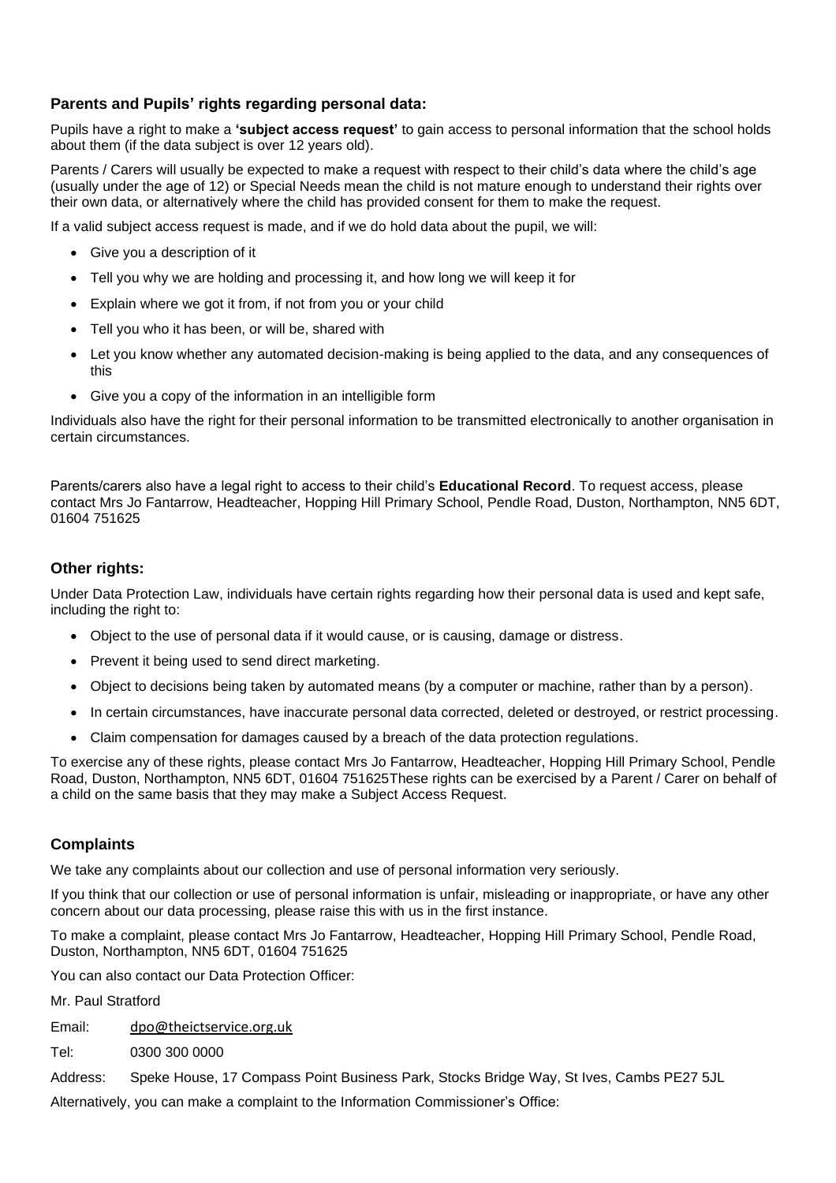### Parents and Pupils' rights regarding personal data:

Pupils have a right to make a **'subject access request'** to gain access to personal information that the school holds about them (if the data subject is over 12 years old).

Parents / Carers will usually be expected to make a request with respect to their child's data where the child's age (usually under the age of 12) or Special Needs mean the child is not mature enough to understand their rights over their own data, or alternatively where the child has provided consent for them to make the request.

If a valid subject access request is made, and if we do hold data about the pupil, we will:

- Give you a description of it
- Tell you why we are holding and processing it, and how long we will keep it for
- Explain where we got it from, if not from you or your child
- Tell you who it has been, or will be, shared with
- Let you know whether any automated decision-making is being applied to the data, and any consequences of this
- Give you a copy of the information in an intelligible form

Individuals also have the right for their personal information to be transmitted electronically to another organisation in certain circumstances.

Parents/carers also have a legal right to access to their child's **Educational Record**. To request access, please contact Mrs Jo Fantarrow, Headteacher, Hopping Hill Primary School, Pendle Road, Duston, Northampton, NN5 6DT, 01604 751625

### Other rights:

Under Data Protection Law, individuals have certain rights regarding how their personal data is used and kept safe, including the right to:

- Object to the use of personal data if it would cause, or is causing, damage or distress.
- Prevent it being used to send direct marketing.
- Object to decisions being taken by automated means (by a computer or machine, rather than by a person).
- In certain circumstances, have inaccurate personal data corrected, deleted or destroyed, or restrict processing.
- Claim compensation for damages caused by a breach of the data protection regulations.

To exercise any of these rights, please contact Mrs Jo Fantarrow, Headteacher, Hopping Hill Primary School, Pendle Road, Duston, Northampton, NN5 6DT, 01604 751625These rights can be exercised by a Parent / Carer on behalf of a child on the same basis that they may make a Subject Access Request.

### Complaints

We take any complaints about our collection and use of personal information very seriously.

If you think that our collection or use of personal information is unfair, misleading or inappropriate, or have any other concern about our data processing, please raise this with us in the first instance.

To make a complaint, please contact Mrs Jo Fantarrow, Headteacher, Hopping Hill Primary School, Pendle Road, Duston, Northampton, NN5 6DT, 01604 751625

You can also contact our Data Protection Officer:

Mr. Paul Stratford

Email: dpo@theictservice.org.uk

Tel: 0300 300 0000

Address: Speke House, 17 Compass Point Business Park, Stocks Bridge Way, St Ives, Cambs PE27 5JL

Alternatively, you can make a complaint to the Information Commissioner's Office: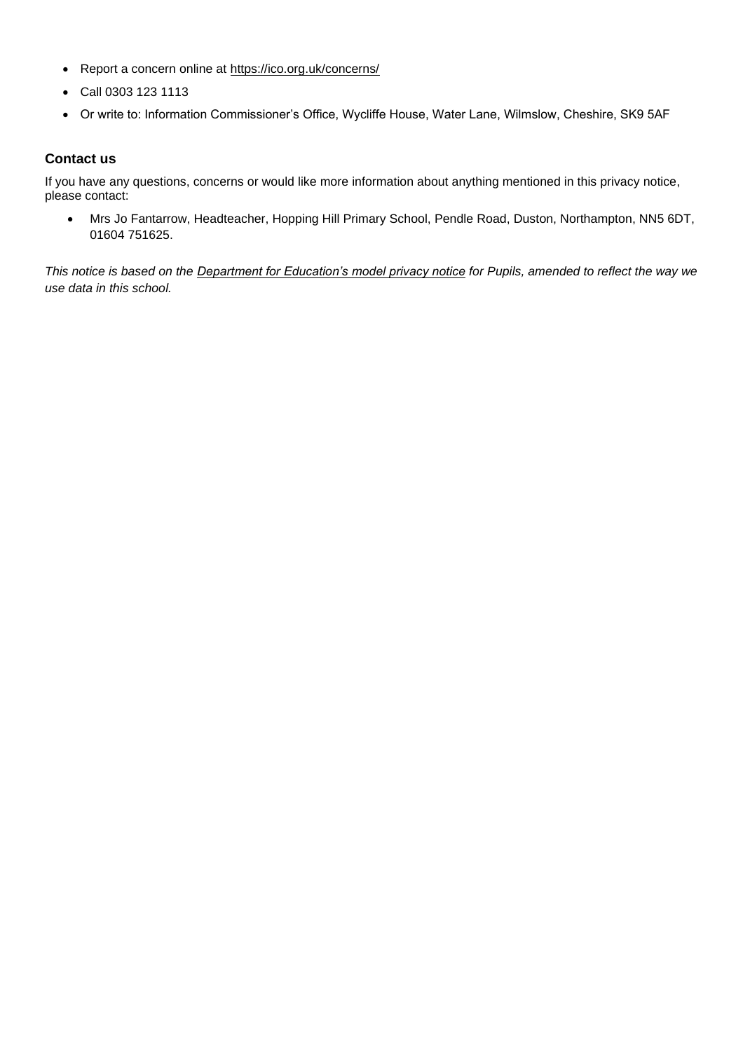- Report a concern online at https://ico.org.uk/concerns/
- Call 0303 123 1113
- Or write to: Information Commissioner's Office, Wycliffe House, Water Lane, Wilmslow, Cheshire, SK9 5AF

### Contact us

If you have any questions, concerns or would like more information about anything mentioned in this privacy notice, please contact:

- Mrs Jo Fantarrow, Headteacher, Hopping Hill Primary School, Pendle Road, Duston, Northampton, NN5 6DT, 01604 751625.

*This notice is based on the Department for Education's model privacy notice for Pupils, amended to reflect the way we use data in this school.*